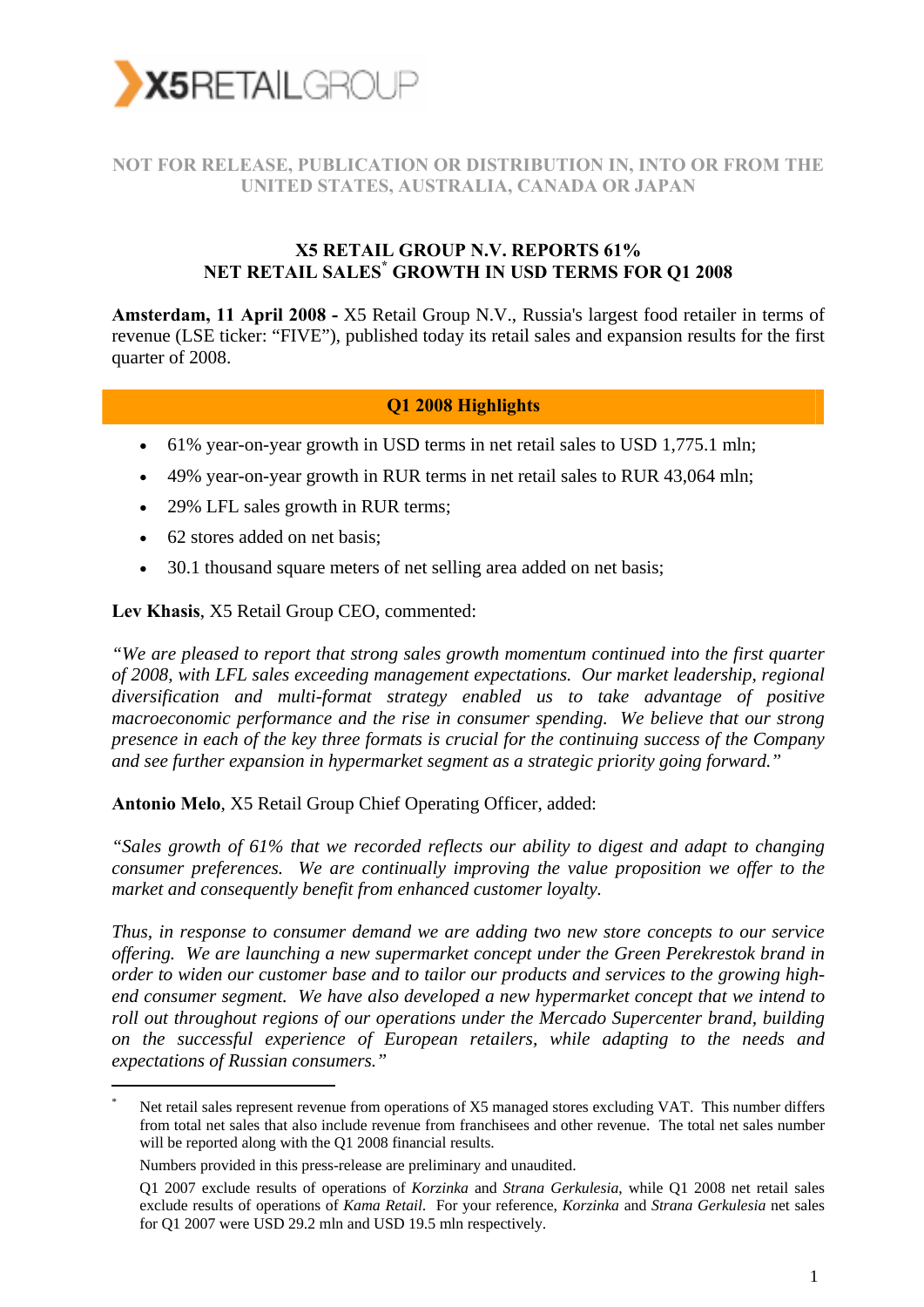**X5RETAILGROUP**

NOT FOR RELEASE, PUBLICATION OR DISTRIBUTION IN, INTO OR FROM THE UNITED STATES, AUSTRALIA, CANADA OR JAPAN

# X5 RETAIL GROUP N.V. REPORTS 61% NET RETAIL SALES* GROWTH IN USD TERMS FOR Q1 2008

**Amsterdam, 11 April 2008 -** X5 Retail Group N.V., Russia's largest food retailer in terms of revenue (LSE ticker: "FIVE"), published today its retail sales and expansion results for the first quarter of 2008.

## Q1 2008 Highlights

- 61% year-on-year growth in USD terms in net retail sales to USD 1,775.1 mln;
- 49% year-on-year growth in RUR terms in net retail sales to RUR 43,064 mln;
- 29% LFL sales growth in RUR terms;
- 62 stores added on net basis;
- 30.1 thousand square meters of net selling area added on net basis;

**Lev Khasis**, X5 Retail Group CEO, commented:

*"We are pleased to report that strong sales growth momentum continued into the first quarter of 2008, with LFL sales exceeding management expectations. Our market leadership, regional diversification and multi-format strategy enabled us to take advantage of positive macroeconomic performance and the rise in consumer spending. We believe that our strong presence in each of the key three formats is crucial for the continuing success of the Company and see further expansion in hypermarket segment as a strategic priority going forward."*

**Antonio Melo**, X5 Retail Group Chief Operating Officer, added:

*"Sales growth of 61% that we recorded reflects our ability to digest and adapt to changing consumer preferences. We are continually improving the value proposition we offer to the market and consequently benefit from enhanced customer loyalty.*

*Thus, in response to consumer demand we are adding two new store concepts to our service offering. We are launching a new supermarket concept under the Green Perekrestok brand in order to widen our customer base and to tailor our products and services to the growing high-end consumer segment. We have also developed a new hypermarket concept that we intend to roll out throughout regions of our operations under the Mercado Supercenter brand, building on the successful experience of European retailers, while adapting to the needs and expectations of Russian consumers."*

---

\* Net retail sales represent revenue from operations of X5 managed stores excluding VAT. This number differs from total net sales that also include revenue from franchisees and other revenue. The total net sales number will be reported along with the Q1 2008 financial results.

Numbers provided in this press-release are preliminary and unaudited.

Q1 2007 exclude results of operations of *Korzinka* and *Strana Gerkulesia*, while Q1 2008 net retail sales exclude results of operations of *Kama Retail*. For your reference, *Korzinka* and *Strana Gerkulesia* net sales for Q1 2007 were USD 29.2 mln and USD 19.5 mln respectively.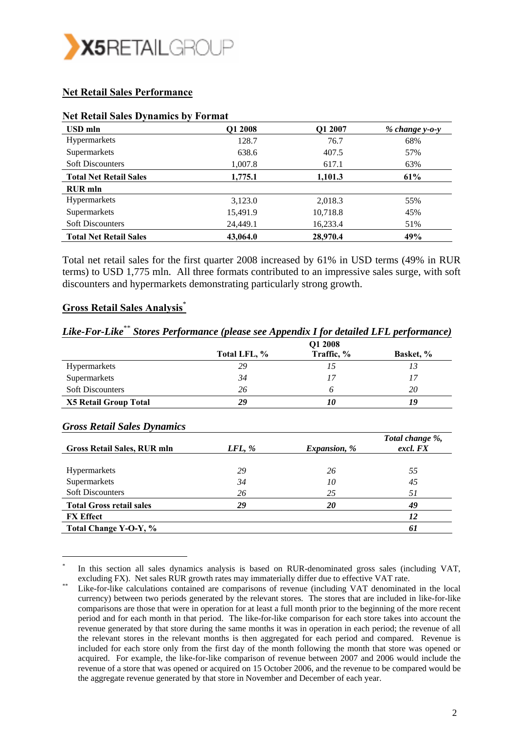## Net Retail Sales Performance

**Net Retail Sales Dynamics by Format**

| **USD mln** | **Q1 2008** | **Q1 2007** | ***% change y-o-y*** |
|---|---|---|---|
| Hypermarkets | 128.7 | 76.7 | 68% |
| Supermarkets | 638.6 | 407.5 | 57% |
| Soft Discounters | 1,007.8 | 617.1 | 63% |
| **Total Net Retail Sales** | **1,775.1** | **1,101.3** | **61%** |
| **RUR mln** | | | |
| Hypermarkets | 3,123.0 | 2,018.3 | 55% |
| Supermarkets | 15,491.9 | 10,718.8 | 45% |
| Soft Discounters | 24,449.1 | 16,233.4 | 51% |
| **Total Net Retail Sales** | **43,064.0** | **28,970.4** | **49%** |

Total net retail sales for the first quarter 2008 increased by 61% in USD terms (49% in RUR terms) to USD 1,775 mln. All three formats contributed to an impressive sales surge, with soft discounters and hypermarkets demonstrating particularly strong growth.

## Gross Retail Sales Analysis*

### *Like-For-Like** Stores Performance (please see Appendix I for detailed LFL performance)*

| | | **Q1 2008** | |
|---|---|---|---|
| | **Total LFL, %** | **Traffic, %** | **Basket, %** |
| Hypermarkets | *29* | *15* | *13* |
| Supermarkets | *34* | *17* | *17* |
| Soft Discounters | *26* | *6* | *20* |
| **X5 Retail Group Total** | ***29*** | ***10*** | ***19*** |

### *Gross Retail Sales Dynamics*

| **Gross Retail Sales, RUR mln** | ***LFL, %*** | ***Expansion, %*** | ***Total change %, excl. FX*** |
|---|---|---|---|
| Hypermarkets | *29* | *26* | *55* |
| Supermarkets | *34* | *10* | *45* |
| Soft Discounters | *26* | *25* | *51* |
| **Total Gross retail sales** | ***29*** | ***20*** | ***49*** |
| **FX Effect** | | | ***12*** |
| **Total Change Y-O-Y, %** | | | ***61*** |

\* In this section all sales dynamics analysis is based on RUR-denominated gross sales (including VAT, excluding FX). Net sales RUR growth rates may immaterially differ due to effective VAT rate.

\*\* Like-for-like calculations contained are comparisons of revenue (including VAT denominated in the local currency) between two periods generated by the relevant stores. The stores that are included in like-for-like comparisons are those that were in operation for at least a full month prior to the beginning of the more recent period and for each month in that period. The like-for-like comparison for each store takes into account the revenue generated by that store during the same months it was in operation in each period; the revenue of all the relevant stores in the relevant months is then aggregated for each period and compared. Revenue is included for each store only from the first day of the month following the month that store was opened or acquired. For example, the like-for-like comparison of revenue between 2007 and 2006 would include the revenue of a store that was opened or acquired on 15 October 2006, and the revenue to be compared would be the aggregate revenue generated by that store in November and December of each year.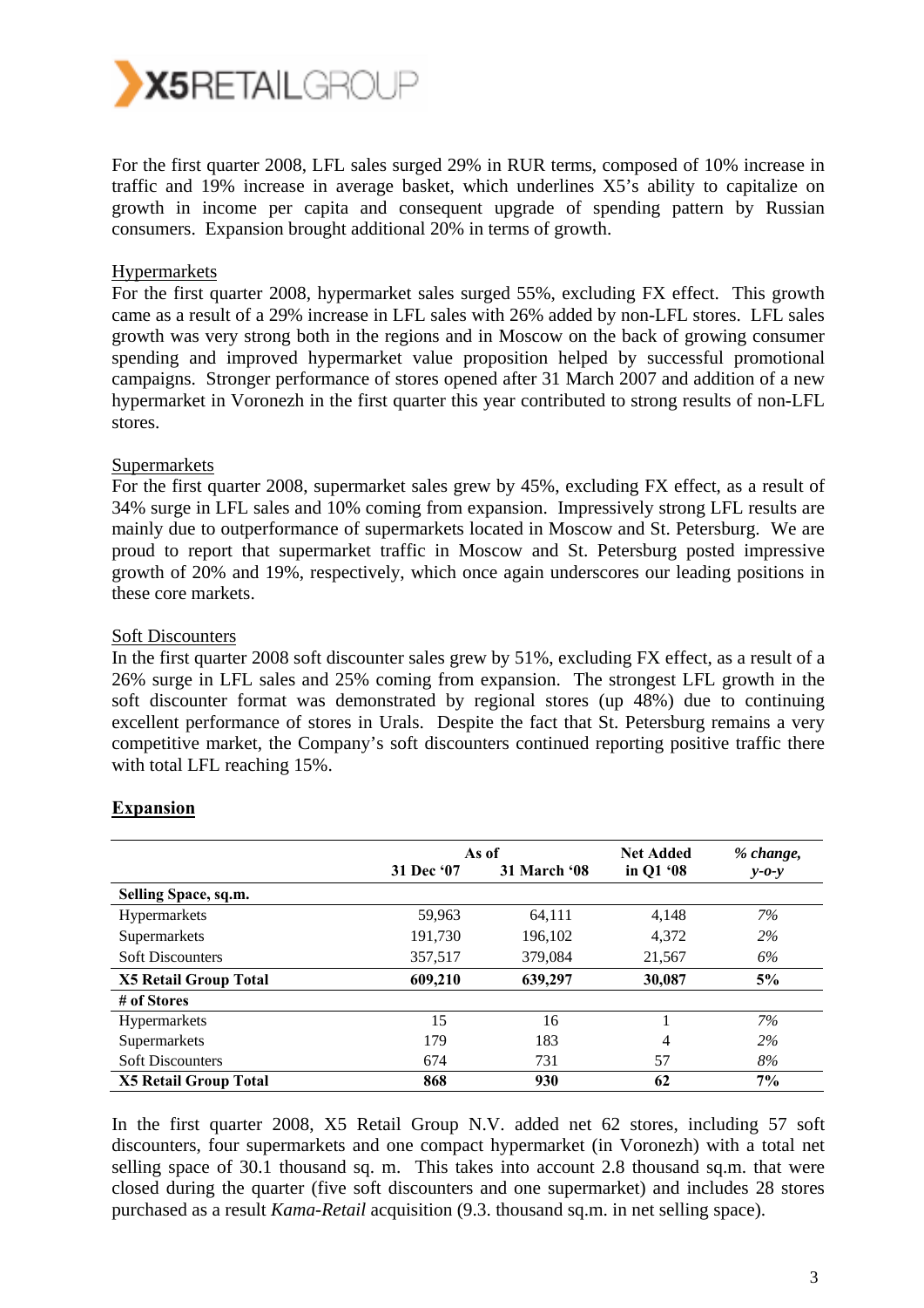For the first quarter 2008, LFL sales surged 29% in RUR terms, composed of 10% increase in traffic and 19% increase in average basket, which underlines X5's ability to capitalize on growth in income per capita and consequent upgrade of spending pattern by Russian consumers. Expansion brought additional 20% in terms of growth.

Hypermarkets

For the first quarter 2008, hypermarket sales surged 55%, excluding FX effect. This growth came as a result of a 29% increase in LFL sales with 26% added by non-LFL stores. LFL sales growth was very strong both in the regions and in Moscow on the back of growing consumer spending and improved hypermarket value proposition helped by successful promotional campaigns. Stronger performance of stores opened after 31 March 2007 and addition of a new hypermarket in Voronezh in the first quarter this year contributed to strong results of non-LFL stores.

Supermarkets

For the first quarter 2008, supermarket sales grew by 45%, excluding FX effect, as a result of 34% surge in LFL sales and 10% coming from expansion. Impressively strong LFL results are mainly due to outperformance of supermarkets located in Moscow and St. Petersburg. We are proud to report that supermarket traffic in Moscow and St. Petersburg posted impressive growth of 20% and 19%, respectively, which once again underscores our leading positions in these core markets.

Soft Discounters

In the first quarter 2008 soft discounter sales grew by 51%, excluding FX effect, as a result of a 26% surge in LFL sales and 25% coming from expansion. The strongest LFL growth in the soft discounter format was demonstrated by regional stores (up 48%) due to continuing excellent performance of stores in Urals. Despite the fact that St. Petersburg remains a very competitive market, the Company's soft discounters continued reporting positive traffic there with total LFL reaching 15%.

## Expansion

| | As of | | Net Added | *% change,* |
|---|---|---|---|---|
| | **31 Dec '07** | **31 March '08** | **in Q1 '08** | ***y-o-y*** |
| **Selling Space, sq.m.** | | | | |
| Hypermarkets | 59,963 | 64,111 | 4,148 | *7%* |
| Supermarkets | 191,730 | 196,102 | 4,372 | *2%* |
| Soft Discounters | 357,517 | 379,084 | 21,567 | *6%* |
| **X5 Retail Group Total** | **609,210** | **639,297** | **30,087** | **5%** |
| **# of Stores** | | | | |
| Hypermarkets | 15 | 16 | 1 | *7%* |
| Supermarkets | 179 | 183 | 4 | *2%* |
| Soft Discounters | 674 | 731 | 57 | *8%* |
| **X5 Retail Group Total** | **868** | **930** | **62** | **7%** |

In the first quarter 2008, X5 Retail Group N.V. added net 62 stores, including 57 soft discounters, four supermarkets and one compact hypermarket (in Voronezh) with a total net selling space of 30.1 thousand sq. m. This takes into account 2.8 thousand sq.m. that were closed during the quarter (five soft discounters and one supermarket) and includes 28 stores purchased as a result *Kama-Retail* acquisition (9.3. thousand sq.m. in net selling space).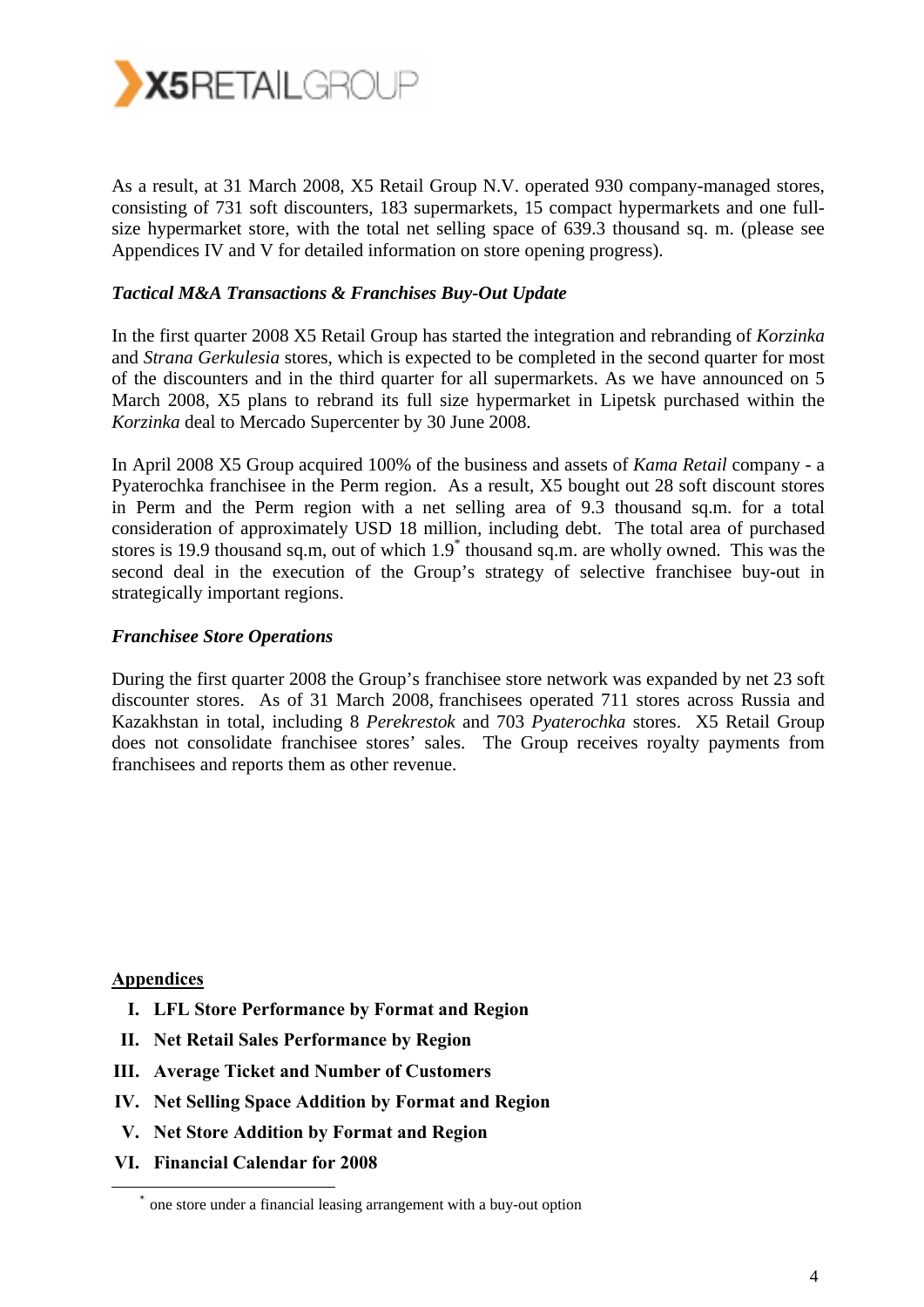As a result, at 31 March 2008, X5 Retail Group N.V. operated 930 company-managed stores, consisting of 731 soft discounters, 183 supermarkets, 15 compact hypermarkets and one full-size hypermarket store, with the total net selling space of 639.3 thousand sq. m. (please see Appendices IV and V for detailed information on store opening progress).

***Tactical M&A Transactions & Franchises Buy-Out Update***

In the first quarter 2008 X5 Retail Group has started the integration and rebranding of *Korzinka* and *Strana Gerkulesia* stores, which is expected to be completed in the second quarter for most of the discounters and in the third quarter for all supermarkets. As we have announced on 5 March 2008, X5 plans to rebrand its full size hypermarket in Lipetsk purchased within the *Korzinka* deal to Mercado Supercenter by 30 June 2008.

In April 2008 X5 Group acquired 100% of the business and assets of *Kama Retail* company - a Pyaterochka franchisee in the Perm region. As a result, X5 bought out 28 soft discount stores in Perm and the Perm region with a net selling area of 9.3 thousand sq.m. for a total consideration of approximately USD 18 million, including debt. The total area of purchased stores is 19.9 thousand sq.m, out of which 1.9* thousand sq.m. are wholly owned. This was the second deal in the execution of the Group's strategy of selective franchisee buy-out in strategically important regions.

***Franchisee Store Operations***

During the first quarter 2008 the Group's franchisee store network was expanded by net 23 soft discounter stores. As of 31 March 2008, franchisees operated 711 stores across Russia and Kazakhstan in total, including 8 *Perekrestok* and 703 *Pyaterochka* stores. X5 Retail Group does not consolidate franchisee stores' sales. The Group receives royalty payments from franchisees and reports them as other revenue.

**Appendices**

I. **LFL Store Performance by Format and Region**
II. **Net Retail Sales Performance by Region**
III. **Average Ticket and Number of Customers**
IV. **Net Selling Space Addition by Format and Region**
V. **Net Store Addition by Format and Region**
VI. **Financial Calendar for 2008**

\* one store under a financial leasing arrangement with a buy-out option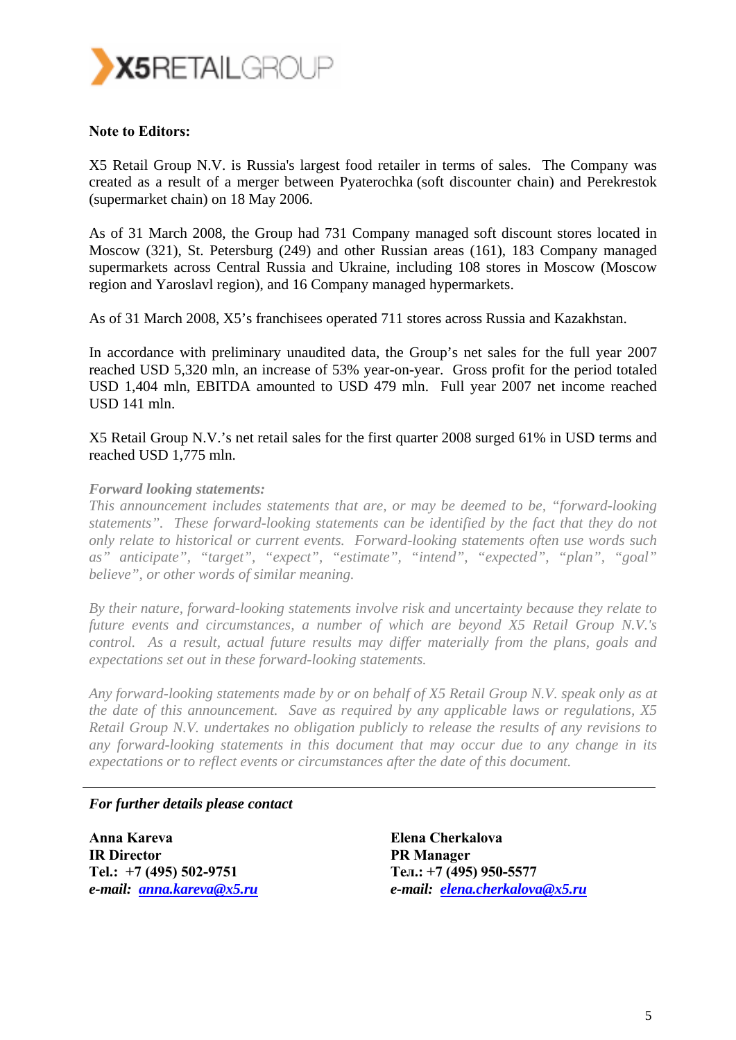**Note to Editors:**

X5 Retail Group N.V. is Russia's largest food retailer in terms of sales. The Company was created as a result of a merger between Pyaterochka (soft discounter chain) and Perekrestok (supermarket chain) on 18 May 2006.

As of 31 March 2008, the Group had 731 Company managed soft discount stores located in Moscow (321), St. Petersburg (249) and other Russian areas (161), 183 Company managed supermarkets across Central Russia and Ukraine, including 108 stores in Moscow (Moscow region and Yaroslavl region), and 16 Company managed hypermarkets.

As of 31 March 2008, X5's franchisees operated 711 stores across Russia and Kazakhstan.

In accordance with preliminary unaudited data, the Group's net sales for the full year 2007 reached USD 5,320 mln, an increase of 53% year-on-year. Gross profit for the period totaled USD 1,404 mln, EBITDA amounted to USD 479 mln. Full year 2007 net income reached USD 141 mln.

X5 Retail Group N.V.'s net retail sales for the first quarter 2008 surged 61% in USD terms and reached USD 1,775 mln.

***Forward looking statements:***

*This announcement includes statements that are, or may be deemed to be, "forward-looking statements". These forward-looking statements can be identified by the fact that they do not only relate to historical or current events. Forward-looking statements often use words such as" anticipate", "target", "expect", "estimate", "intend", "expected", "plan", "goal" believe", or other words of similar meaning.*

*By their nature, forward-looking statements involve risk and uncertainty because they relate to future events and circumstances, a number of which are beyond X5 Retail Group N.V.'s control. As a result, actual future results may differ materially from the plans, goals and expectations set out in these forward-looking statements.*

*Any forward-looking statements made by or on behalf of X5 Retail Group N.V. speak only as at the date of this announcement. Save as required by any applicable laws or regulations, X5 Retail Group N.V. undertakes no obligation publicly to release the results of any revisions to any forward-looking statements in this document that may occur due to any change in its expectations or to reflect events or circumstances after the date of this document.*

---

***For further details please contact***

**Anna Kareva**
**IR Director**
**Tel.: +7 (495) 502-9751**
***e-mail:* [anna.kareva@x5.ru](mailto:anna.kareva@x5.ru)**

**Elena Cherkalova**
**PR Manager**
**Тел.: +7 (495) 950-5577**
***e-mail:* [elena.cherkalova@x5.ru](mailto:elena.cherkalova@x5.ru)**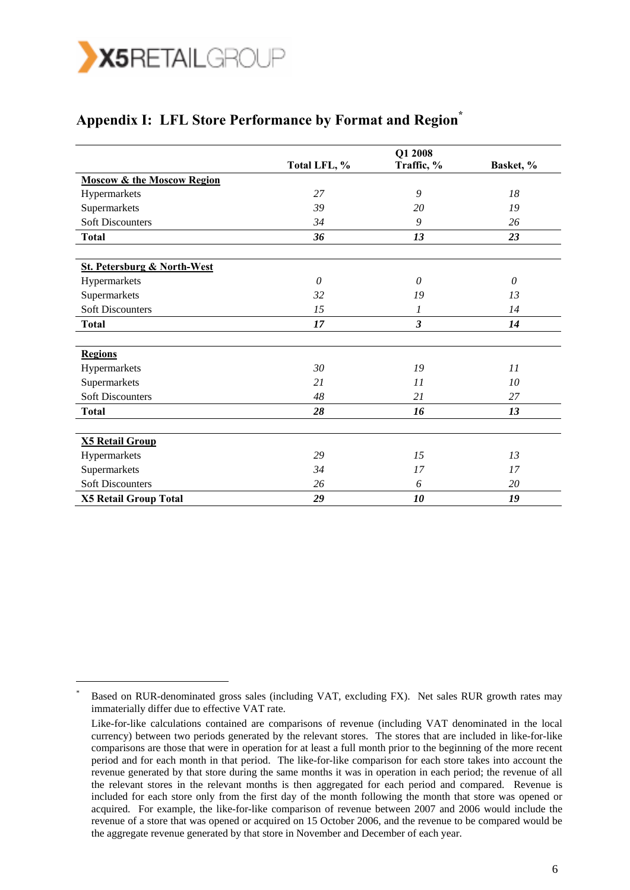## Appendix I: LFL Store Performance by Format and Region*

| | Q1 2008 | | |
|---|---|---|---|
| | Total LFL, % | Traffic, % | Basket, % |
| **Moscow & the Moscow Region** | | | |
| Hypermarkets | *27* | *9* | *18* |
| Supermarkets | *39* | *20* | *19* |
| Soft Discounters | *34* | *9* | *26* |
| **Total** | ***36*** | ***13*** | ***23*** |
| | | | |
| **St. Petersburg & North-West** | | | |
| Hypermarkets | *0* | *0* | *0* |
| Supermarkets | *32* | *19* | *13* |
| Soft Discounters | *15* | *1* | *14* |
| **Total** | ***17*** | ***3*** | ***14*** |
| | | | |
| **Regions** | | | |
| Hypermarkets | *30* | *19* | *11* |
| Supermarkets | *21* | *11* | *10* |
| Soft Discounters | *48* | *21* | *27* |
| **Total** | ***28*** | ***16*** | ***13*** |
| | | | |
| **X5 Retail Group** | | | |
| Hypermarkets | *29* | *15* | *13* |
| Supermarkets | *34* | *17* | *17* |
| Soft Discounters | *26* | *6* | *20* |
| **X5 Retail Group Total** | ***29*** | ***10*** | ***19*** |

\* Based on RUR-denominated gross sales (including VAT, excluding FX). Net sales RUR growth rates may immaterially differ due to effective VAT rate.

Like-for-like calculations contained are comparisons of revenue (including VAT denominated in the local currency) between two periods generated by the relevant stores. The stores that are included in like-for-like comparisons are those that were in operation for at least a full month prior to the beginning of the more recent period and for each month in that period. The like-for-like comparison for each store takes into account the revenue generated by that store during the same months it was in operation in each period; the revenue of all the relevant stores in the relevant months is then aggregated for each period and compared. Revenue is included for each store only from the first day of the month following the month that store was opened or acquired. For example, the like-for-like comparison of revenue between 2007 and 2006 would include the revenue of a store that was opened or acquired on 15 October 2006, and the revenue to be compared would be the aggregate revenue generated by that store in November and December of each year.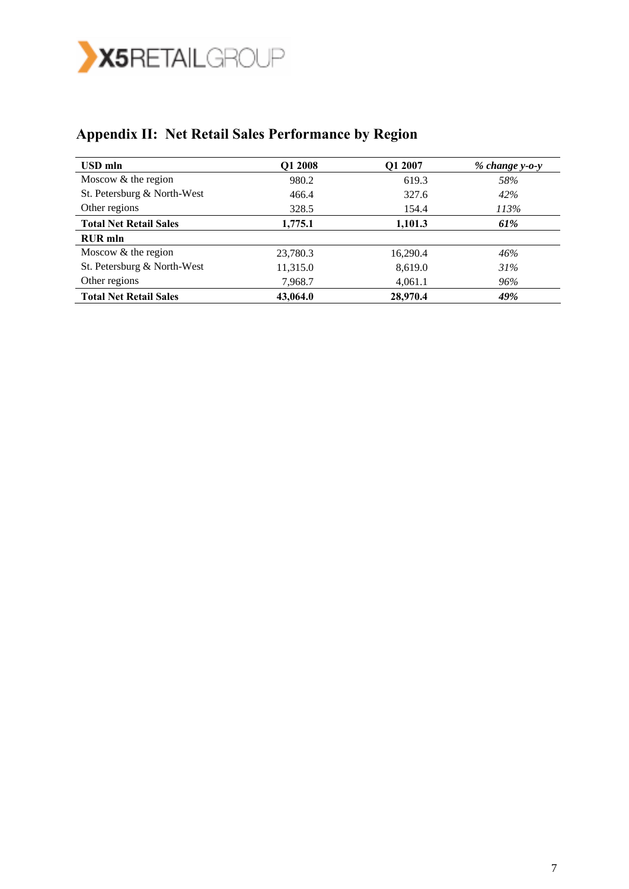## Appendix II: Net Retail Sales Performance by Region

| **USD mln** | **Q1 2008** | **Q1 2007** | ***% change y-o-y*** |
|---|---|---|---|
| Moscow & the region | 980.2 | 619.3 | *58%* |
| St. Petersburg & North-West | 466.4 | 327.6 | *42%* |
| Other regions | 328.5 | 154.4 | *113%* |
| **Total Net Retail Sales** | **1,775.1** | **1,101.3** | ***61%*** |
| **RUR mln** | | | |
| Moscow & the region | 23,780.3 | 16,290.4 | *46%* |
| St. Petersburg & North-West | 11,315.0 | 8,619.0 | *31%* |
| Other regions | 7,968.7 | 4,061.1 | *96%* |
| **Total Net Retail Sales** | **43,064.0** | **28,970.4** | ***49%*** |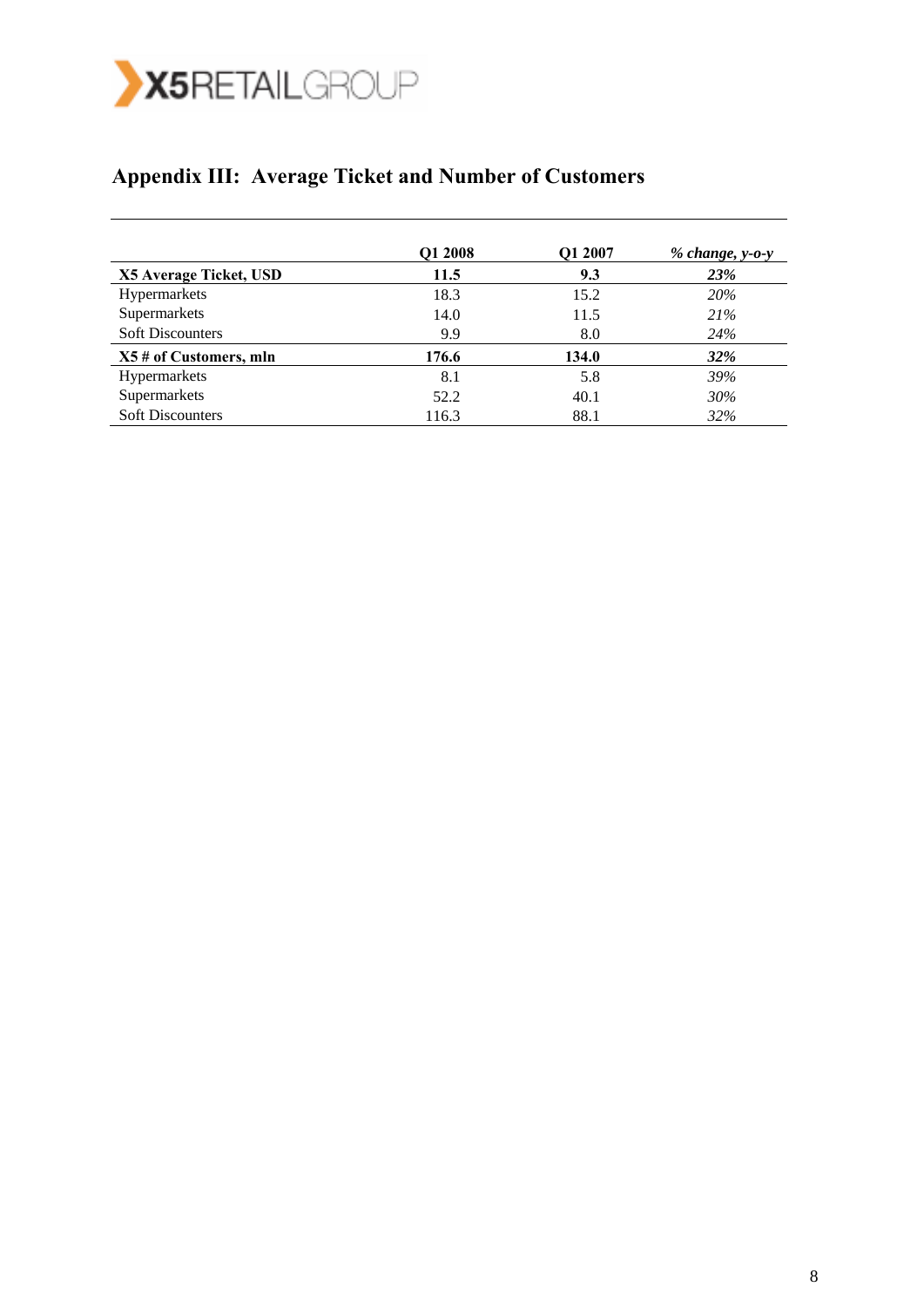## Appendix III: Average Ticket and Number of Customers

| | Q1 2008 | Q1 2007 | *% change, y-o-y* |
|---|---|---|---|
| **X5 Average Ticket, USD** | **11.5** | **9.3** | ***23%*** |
| Hypermarkets | 18.3 | 15.2 | *20%* |
| Supermarkets | 14.0 | 11.5 | *21%* |
| Soft Discounters | 9.9 | 8.0 | *24%* |
| **X5 # of Customers, mln** | **176.6** | **134.0** | ***32%*** |
| Hypermarkets | 8.1 | 5.8 | *39%* |
| Supermarkets | 52.2 | 40.1 | *30%* |
| Soft Discounters | 116.3 | 88.1 | *32%* |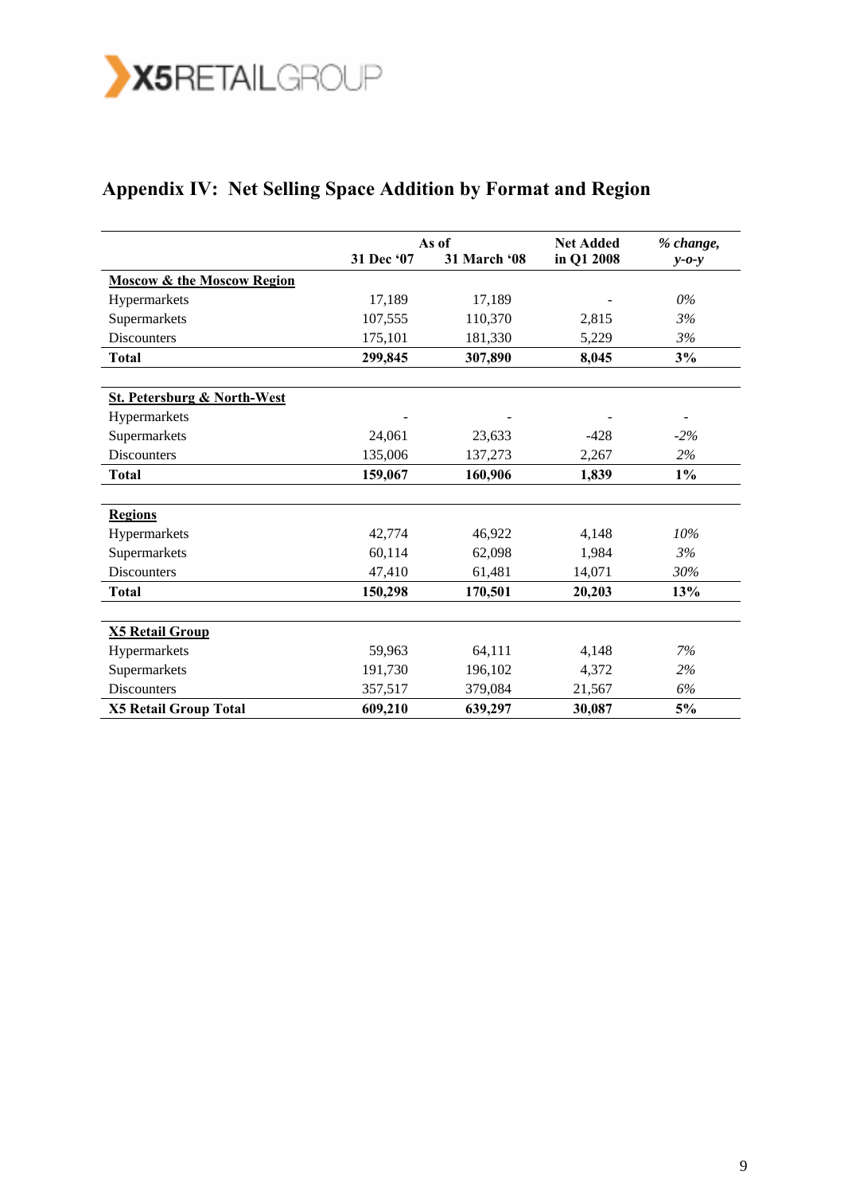## Appendix IV: Net Selling Space Addition by Format and Region

| | As of 31 Dec '07 | As of 31 March '08 | Net Added in Q1 2008 | *% change, y-o-y* |
|---|---|---|---|---|
| **Moscow & the Moscow Region** | | | | |
| Hypermarkets | 17,189 | 17,189 | - | *0%* |
| Supermarkets | 107,555 | 110,370 | 2,815 | *3%* |
| Discounters | 175,101 | 181,330 | 5,229 | *3%* |
| **Total** | **299,845** | **307,890** | **8,045** | **3%** |
| **St. Petersburg & North-West** | | | | |
| Hypermarkets | - | - | - | - |
| Supermarkets | 24,061 | 23,633 | -428 | *-2%* |
| Discounters | 135,006 | 137,273 | 2,267 | *2%* |
| **Total** | **159,067** | **160,906** | **1,839** | **1%** |
| **Regions** | | | | |
| Hypermarkets | 42,774 | 46,922 | 4,148 | *10%* |
| Supermarkets | 60,114 | 62,098 | 1,984 | *3%* |
| Discounters | 47,410 | 61,481 | 14,071 | *30%* |
| **Total** | **150,298** | **170,501** | **20,203** | **13%** |
| **X5 Retail Group** | | | | |
| Hypermarkets | 59,963 | 64,111 | 4,148 | *7%* |
| Supermarkets | 191,730 | 196,102 | 4,372 | *2%* |
| Discounters | 357,517 | 379,084 | 21,567 | *6%* |
| **X5 Retail Group Total** | **609,210** | **639,297** | **30,087** | **5%** |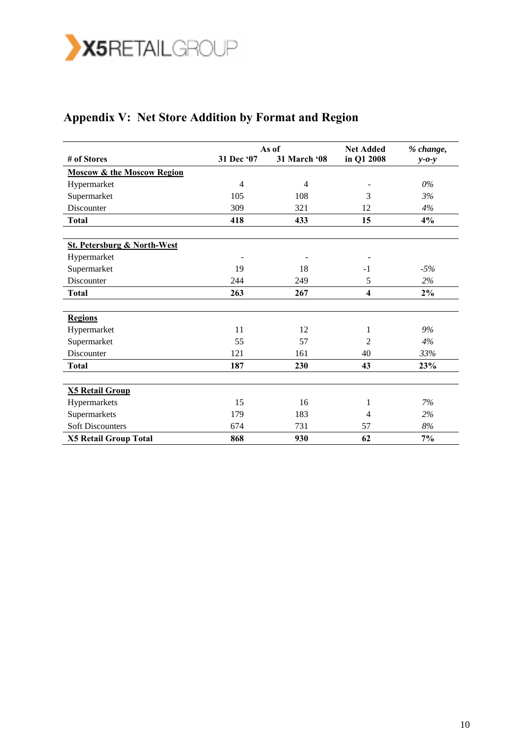## Appendix V: Net Store Addition by Format and Region

| # of Stores | As of 31 Dec '07 | As of 31 March '08 | Net Added in Q1 2008 | *% change, y-o-y* |
|---|---|---|---|---|
| **Moscow & the Moscow Region** | | | | |
| Hypermarket | 4 | 4 | - | *0%* |
| Supermarket | 105 | 108 | 3 | *3%* |
| Discounter | 309 | 321 | 12 | *4%* |
| **Total** | **418** | **433** | **15** | **4%** |
| **St. Petersburg & North-West** | | | | |
| Hypermarket | - | - | - | |
| Supermarket | 19 | 18 | -1 | *-5%* |
| Discounter | 244 | 249 | 5 | *2%* |
| **Total** | **263** | **267** | **4** | **2%** |
| **Regions** | | | | |
| Hypermarket | 11 | 12 | 1 | *9%* |
| Supermarket | 55 | 57 | 2 | *4%* |
| Discounter | 121 | 161 | 40 | *33%* |
| **Total** | **187** | **230** | **43** | **23%** |
| **X5 Retail Group** | | | | |
| Hypermarkets | 15 | 16 | 1 | *7%* |
| Supermarkets | 179 | 183 | 4 | *2%* |
| Soft Discounters | 674 | 731 | 57 | *8%* |
| **X5 Retail Group Total** | **868** | **930** | **62** | **7%** |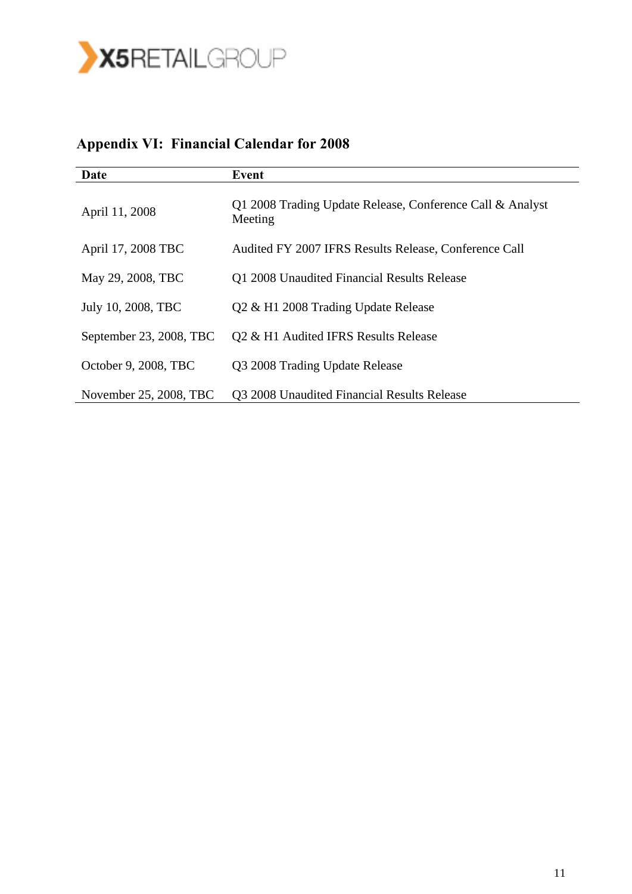X5RETAILGROUP

## Appendix VI: Financial Calendar for 2008

| Date | Event |
|---|---|
| April 11, 2008 | Q1 2008 Trading Update Release, Conference Call & Analyst Meeting |
| April 17, 2008 TBC | Audited FY 2007 IFRS Results Release, Conference Call |
| May 29, 2008, TBC | Q1 2008 Unaudited Financial Results Release |
| July 10, 2008, TBC | Q2 & H1 2008 Trading Update Release |
| September 23, 2008, TBC | Q2 & H1 Audited IFRS Results Release |
| October 9, 2008, TBC | Q3 2008 Trading Update Release |
| November 25, 2008, TBC | Q3 2008 Unaudited Financial Results Release |